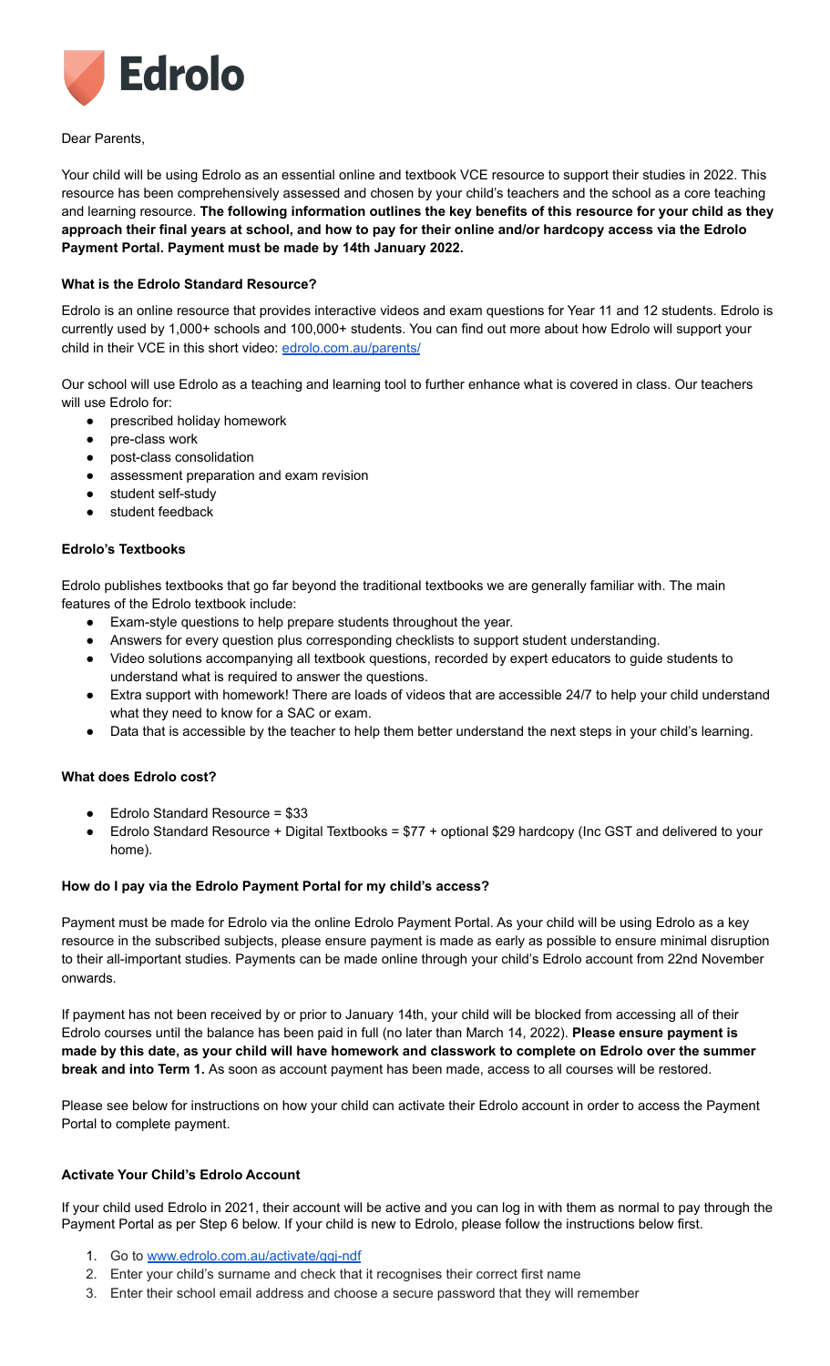# Edrolo

Dear Parents,

Your child will be using Edrolo as an essential online and textbook VCE resource to support their studies in 2022. This resource has been comprehensively assessed and chosen by your child's teachers and the school as a core teaching and learning resource. **The following information outlines the key benefits of this resource for your child as they approach their final years at school, and how to pay for their online and/or hardcopy access via the Edrolo Payment Portal. Payment must be made by 14th January 2022.**

### What is the Edrolo Standard Resource?

Edrolo is an online resource that provides interactive videos and exam questions for Year 11 and 12 students. Edrolo is currently used by 1,000+ schools and 100,000+ students. You can find out more about how Edrolo will support your child in their VCE in this short video: [edrolo.com.au/parents/](edrolo.com.au/parents/)

Our school will use Edrolo as a teaching and learning tool to further enhance what is covered in class. Our teachers will use Edrolo for:

- prescribed holiday homework
- pre-class work
- post-class consolidation
- assessment preparation and exam revision
- student self-study
- student feedback

### Edrolo's Textbooks

Edrolo publishes textbooks that go far beyond the traditional textbooks we are generally familiar with. The main features of the Edrolo textbook include:

- Exam-style questions to help prepare students throughout the year.
- Answers for every question plus corresponding checklists to support student understanding.
- Video solutions accompanying all textbook questions, recorded by expert educators to guide students to understand what is required to answer the questions.
- Extra support with homework! There are loads of videos that are accessible 24/7 to help your child understand what they need to know for a SAC or exam.
- Data that is accessible by the teacher to help them better understand the next steps in your child's learning.

### What does Edrolo cost?

- Edrolo Standard Resource = $33
- Edrolo Standard Resource + Digital Textbooks = $77 + optional $29 hardcopy (Inc GST and delivered to your home).

### How do I pay via the Edrolo Payment Portal for my child's access?

Payment must be made for Edrolo via the online Edrolo Payment Portal. As your child will be using Edrolo as a key resource in the subscribed subjects, please ensure payment is made as early as possible to ensure minimal disruption to their all-important studies. Payments can be made online through your child's Edrolo account from 22nd November onwards.

If payment has not been received by or prior to January 14th, your child will be blocked from accessing all of their Edrolo courses until the balance has been paid in full (no later than March 14, 2022). **Please ensure payment is made by this date, as your child will have homework and classwork to complete on Edrolo over the summer break and into Term 1.** As soon as account payment has been made, access to all courses will be restored.

Please see below for instructions on how your child can activate their Edrolo account in order to access the Payment Portal to complete payment.

### Activate Your Child's Edrolo Account

If your child used Edrolo in 2021, their account will be active and you can log in with them as normal to pay through the Payment Portal as per Step 6 below. If your child is new to Edrolo, please follow the instructions below first.

1. Go to [www.edrolo.com.au/activate/gqj-ndf](www.edrolo.com.au/activate/gqj-ndf)
2. Enter your child's surname and check that it recognises their correct first name
3. Enter their school email address and choose a secure password that they will remember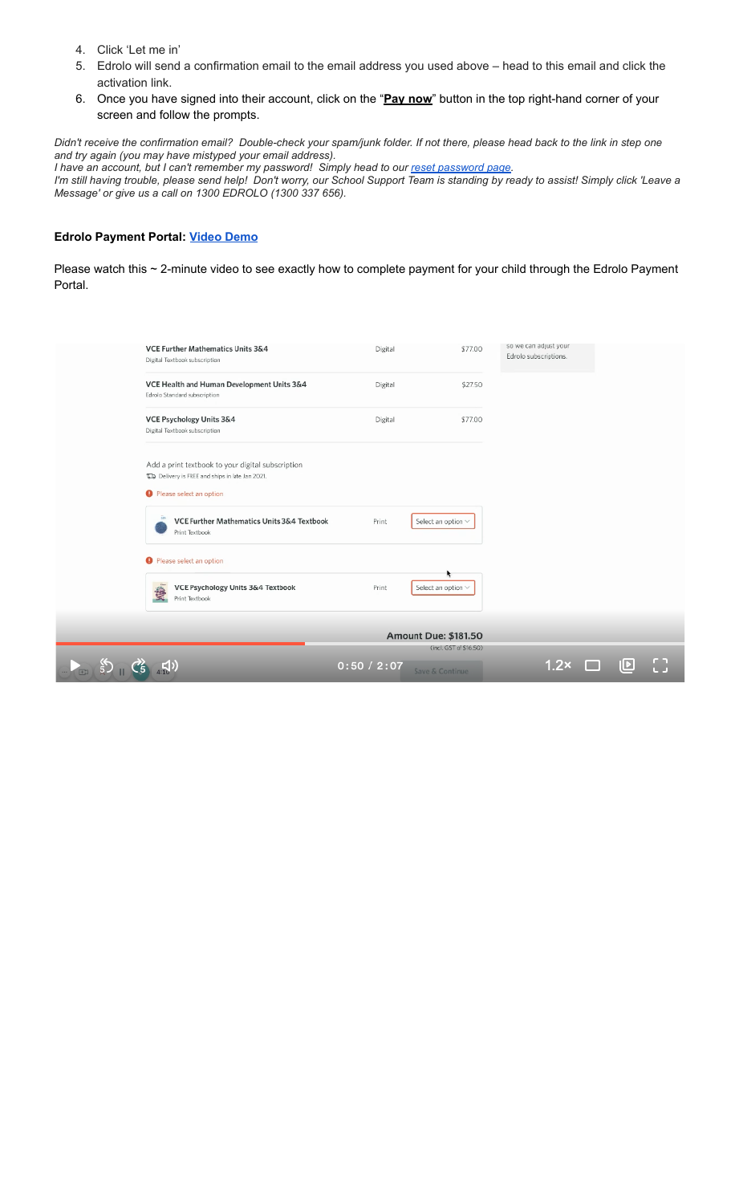4. Click 'Let me in'
5. Edrolo will send a confirmation email to the email address you used above – head to this email and click the activation link.
6. Once you have signed into their account, click on the "**Pay now**" button in the top right-hand corner of your screen and follow the prompts.

*Didn't receive the confirmation email? Double-check your spam/junk folder. If not there, please head back to the link in step one and try again (you may have mistyped your email address).*
*I have an account, but I can't remember my password! Simply head to our reset password page.*
*I'm still having trouble, please send help! Don't worry, our School Support Team is standing by ready to assist! Simply click 'Leave a Message' or give us a call on 1300 EDROLO (1300 337 656).*

**Edrolo Payment Portal: Video Demo**

Please watch this ~ 2-minute video to see exactly how to complete payment for your child through the Edrolo Payment Portal.